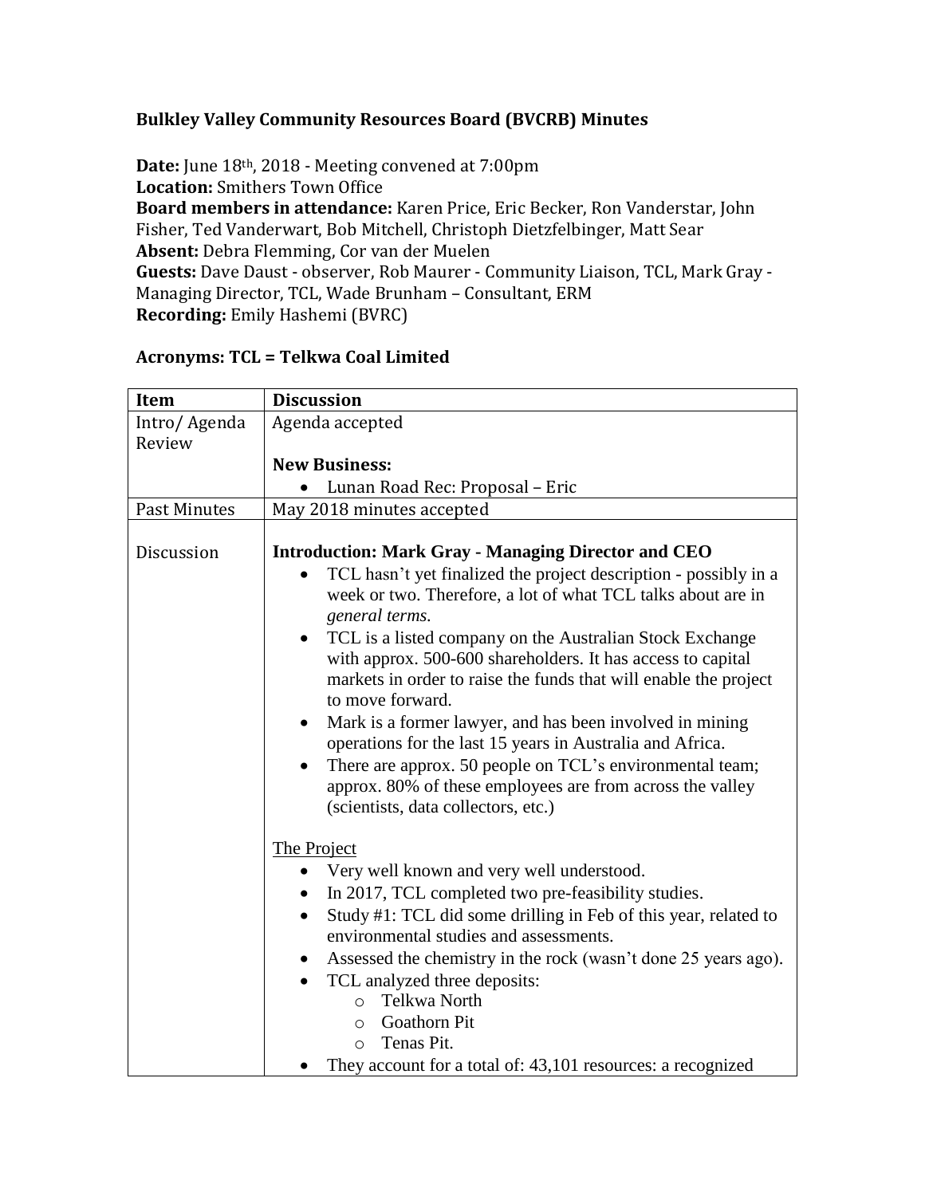**Bulkley Valley Community Resources Board (BVCRB) Minutes**

**Date:** June 18th, 2018 - Meeting convened at 7:00pm
**Location:** Smithers Town Office
**Board members in attendance:** Karen Price, Eric Becker, Ron Vanderstar, John Fisher, Ted Vanderwart, Bob Mitchell, Christoph Dietzfelbinger, Matt Sear
**Absent:** Debra Flemming, Cor van der Muelen
**Guests:** Dave Daust - observer, Rob Maurer - Community Liaison, TCL, Mark Gray - Managing Director, TCL, Wade Brunham – Consultant, ERM
**Recording:** Emily Hashemi (BVRC)

**Acronyms: TCL = Telkwa Coal Limited**

| Item | Discussion |
|---|---|
| Intro/ Agenda Review | Agenda accepted<br><br>**New Business:**<br>• Lunan Road Rec: Proposal – Eric |
| Past Minutes | May 2018 minutes accepted |
| Discussion | **Introduction: Mark Gray - Managing Director and CEO**<br>• TCL hasn't yet finalized the project description - possibly in a week or two. Therefore, a lot of what TCL talks about are in *general terms.*<br>• TCL is a listed company on the Australian Stock Exchange with approx. 500-600 shareholders. It has access to capital markets in order to raise the funds that will enable the project to move forward.<br>• Mark is a former lawyer, and has been involved in mining operations for the last 15 years in Australia and Africa.<br>• There are approx. 50 people on TCL's environmental team; approx. 80% of these employees are from across the valley (scientists, data collectors, etc.)<br><br><u>The Project</u><br>• Very well known and very well understood.<br>• In 2017, TCL completed two pre-feasibility studies.<br>• Study #1: TCL did some drilling in Feb of this year, related to environmental studies and assessments.<br>• Assessed the chemistry in the rock (wasn't done 25 years ago).<br>• TCL analyzed three deposits:<br>  ○ Telkwa North<br>  ○ Goathorn Pit<br>  ○ Tenas Pit.<br>• They account for a total of: 43,101 resources: a recognized |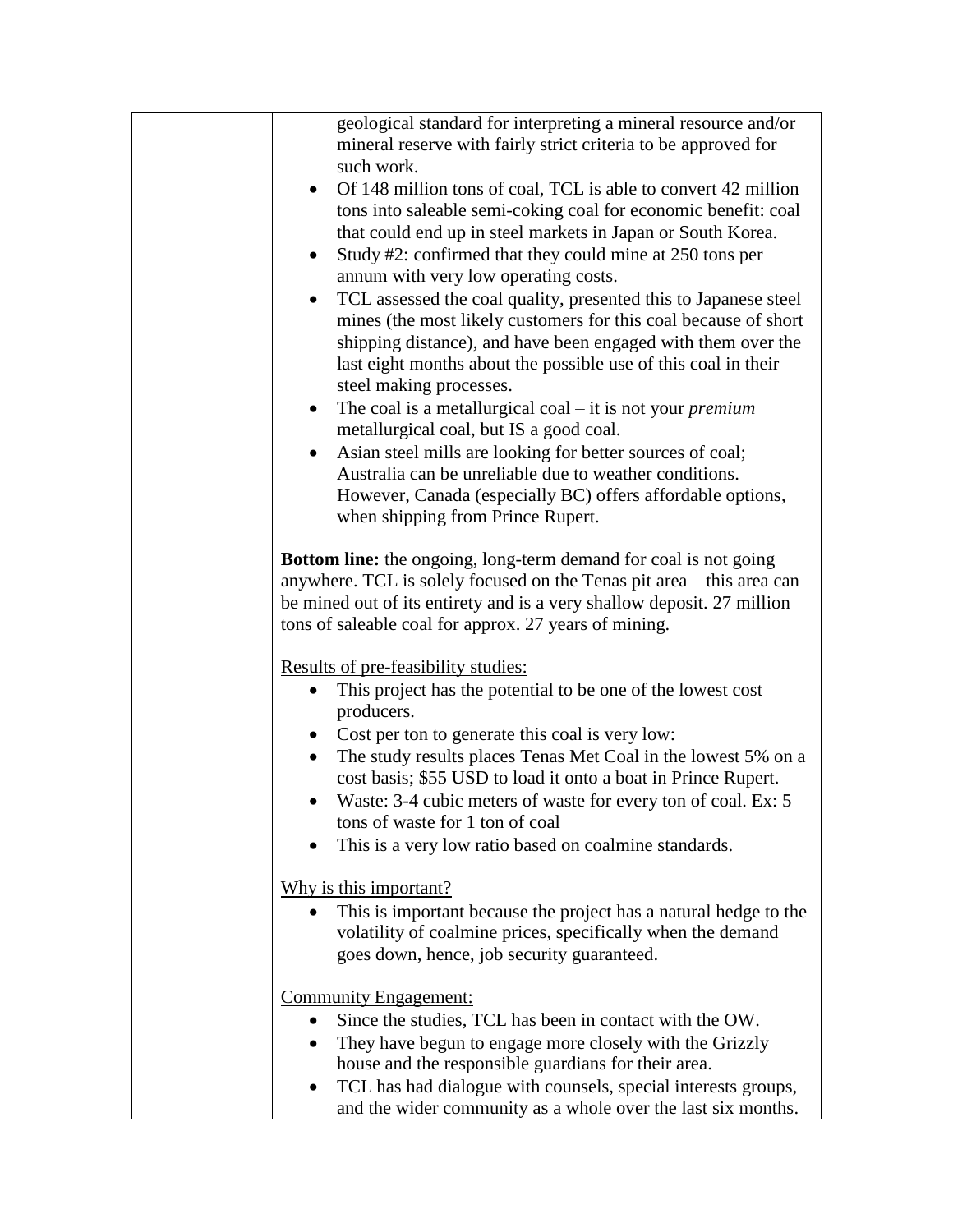| | geological standard for interpreting a mineral resource and/or mineral reserve with fairly strict criteria to be approved for such work.<br>• Of 148 million tons of coal, TCL is able to convert 42 million tons into saleable semi-coking coal for economic benefit: coal that could end up in steel markets in Japan or South Korea.<br>• Study #2: confirmed that they could mine at 250 tons per annum with very low operating costs.<br>• TCL assessed the coal quality, presented this to Japanese steel mines (the most likely customers for this coal because of short shipping distance), and have been engaged with them over the last eight months about the possible use of this coal in their steel making processes.<br>• The coal is a metallurgical coal – it is not your *premium* metallurgical coal, but IS a good coal.<br>• Asian steel mills are looking for better sources of coal; Australia can be unreliable due to weather conditions. However, Canada (especially BC) offers affordable options, when shipping from Prince Rupert.<br><br>**Bottom line:** the ongoing, long-term demand for coal is not going anywhere. TCL is solely focused on the Tenas pit area – this area can be mined out of its entirety and is a very shallow deposit. 27 million tons of saleable coal for approx. 27 years of mining.<br><br><u>Results of pre-feasibility studies:</u><br>• This project has the potential to be one of the lowest cost producers.<br>• Cost per ton to generate this coal is very low:<br>• The study results places Tenas Met Coal in the lowest 5% on a cost basis; $55 USD to load it onto a boat in Prince Rupert.<br>• Waste: 3-4 cubic meters of waste for every ton of coal. Ex: 5 tons of waste for 1 ton of coal<br>• This is a very low ratio based on coalmine standards.<br><br><u>Why is this important?</u><br>• This is important because the project has a natural hedge to the volatility of coalmine prices, specifically when the demand goes down, hence, job security guaranteed.<br><br><u>Community Engagement:</u><br>• Since the studies, TCL has been in contact with the OW.<br>• They have begun to engage more closely with the Grizzly house and the responsible guardians for their area.<br>• TCL has had dialogue with counsels, special interests groups, and the wider community as a whole over the last six months. |
|---|---|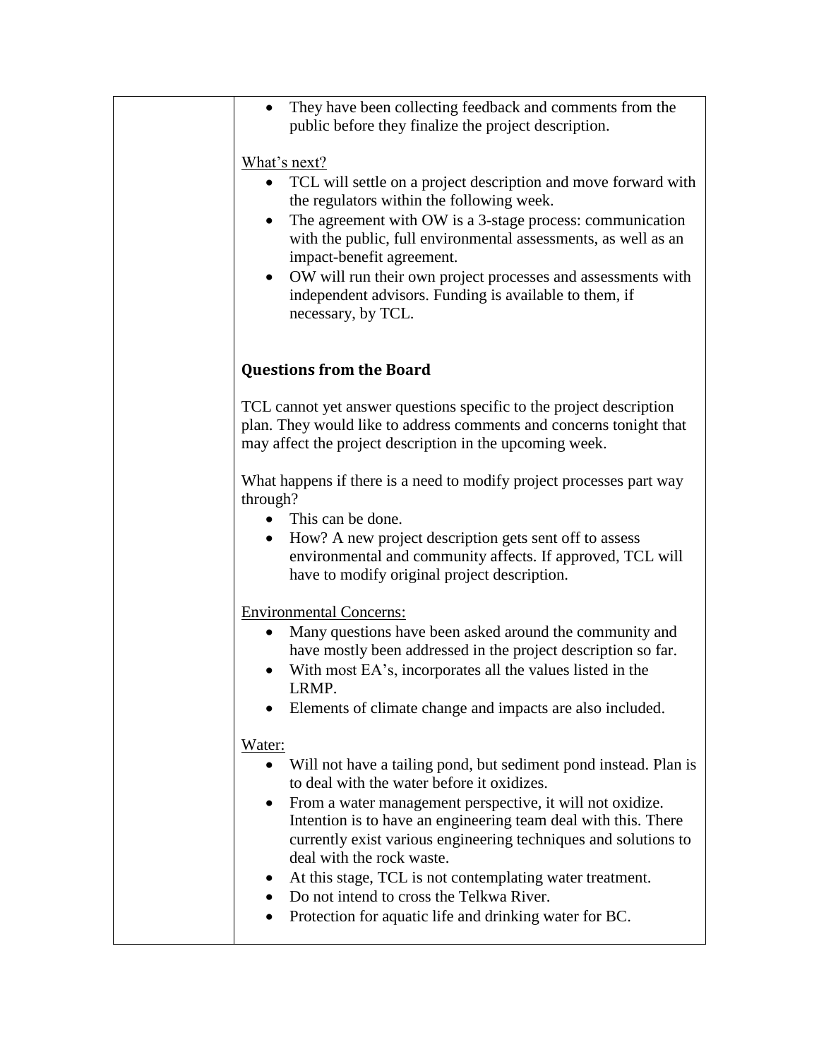- They have been collecting feedback and comments from the public before they finalize the project description.

What's next?

- TCL will settle on a project description and move forward with the regulators within the following week.
- The agreement with OW is a 3-stage process: communication with the public, full environmental assessments, as well as an impact-benefit agreement.
- OW will run their own project processes and assessments with independent advisors. Funding is available to them, if necessary, by TCL.

**Questions from the Board**

TCL cannot yet answer questions specific to the project description plan. They would like to address comments and concerns tonight that may affect the project description in the upcoming week.

What happens if there is a need to modify project processes part way through?

- This can be done.
- How? A new project description gets sent off to assess environmental and community affects. If approved, TCL will have to modify original project description.

Environmental Concerns:

- Many questions have been asked around the community and have mostly been addressed in the project description so far.
- With most EA's, incorporates all the values listed in the LRMP.
- Elements of climate change and impacts are also included.

Water:

- Will not have a tailing pond, but sediment pond instead. Plan is to deal with the water before it oxidizes.
- From a water management perspective, it will not oxidize. Intention is to have an engineering team deal with this. There currently exist various engineering techniques and solutions to deal with the rock waste.
- At this stage, TCL is not contemplating water treatment.
- Do not intend to cross the Telkwa River.
- Protection for aquatic life and drinking water for BC.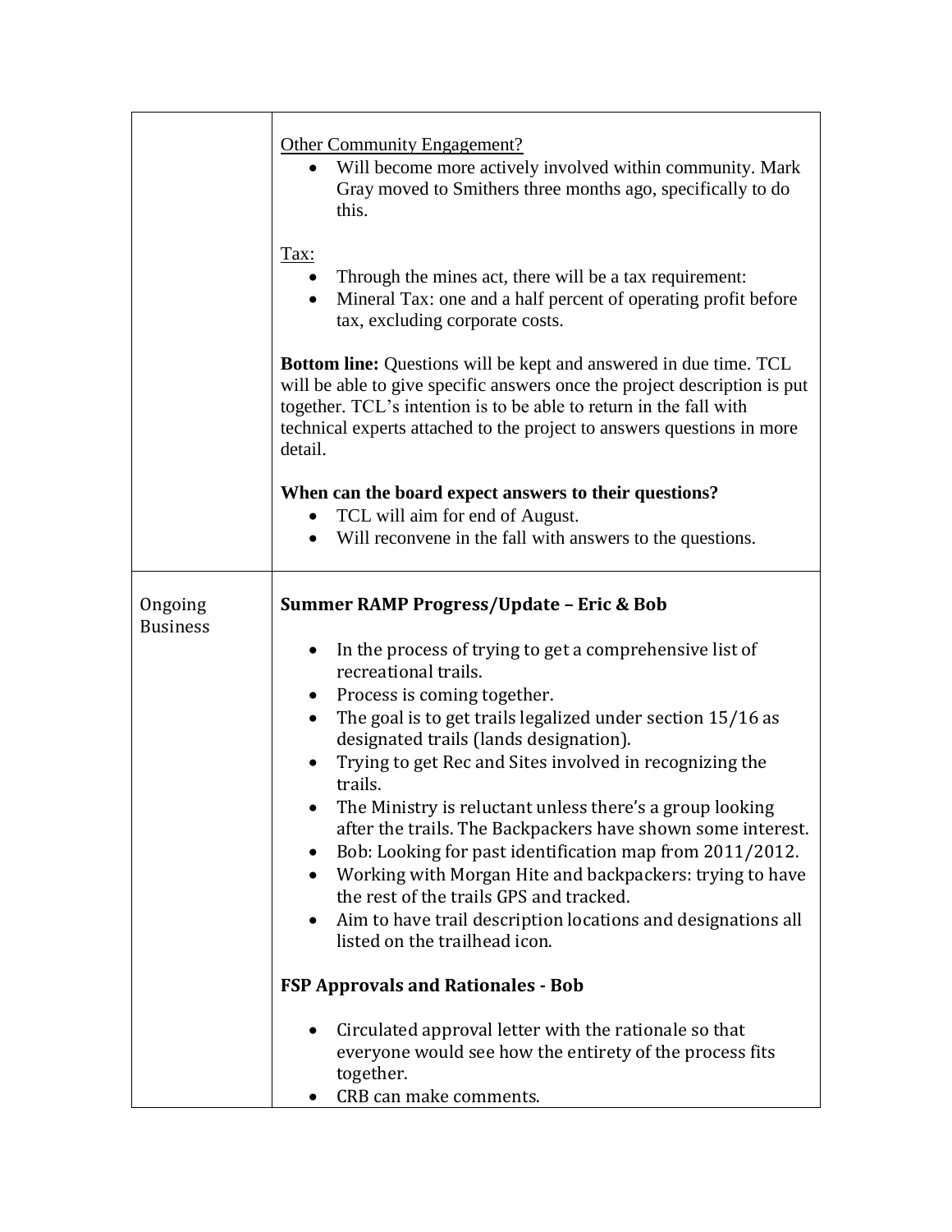| | |
|---|---|
| | <u>Other Community Engagement?</u><br>• Will become more actively involved within community. Mark Gray moved to Smithers three months ago, specifically to do this.<br><br><u>Tax:</u><br>• Through the mines act, there will be a tax requirement:<br>• Mineral Tax: one and a half percent of operating profit before tax, excluding corporate costs.<br><br>**Bottom line:** Questions will be kept and answered in due time. TCL will be able to give specific answers once the project description is put together. TCL's intention is to be able to return in the fall with technical experts attached to the project to answers questions in more detail.<br><br>**When can the board expect answers to their questions?**<br>• TCL will aim for end of August.<br>• Will reconvene in the fall with answers to the questions. |
| Ongoing Business | **Summer RAMP Progress/Update – Eric & Bob**<br><br>• In the process of trying to get a comprehensive list of recreational trails.<br>• Process is coming together.<br>• The goal is to get trails legalized under section 15/16 as designated trails (lands designation).<br>• Trying to get Rec and Sites involved in recognizing the trails.<br>• The Ministry is reluctant unless there's a group looking after the trails. The Backpackers have shown some interest.<br>• Bob: Looking for past identification map from 2011/2012.<br>• Working with Morgan Hite and backpackers: trying to have the rest of the trails GPS and tracked.<br>• Aim to have trail description locations and designations all listed on the trailhead icon.<br><br>**FSP Approvals and Rationales - Bob**<br><br>• Circulated approval letter with the rationale so that everyone would see how the entirety of the process fits together.<br>• CRB can make comments. |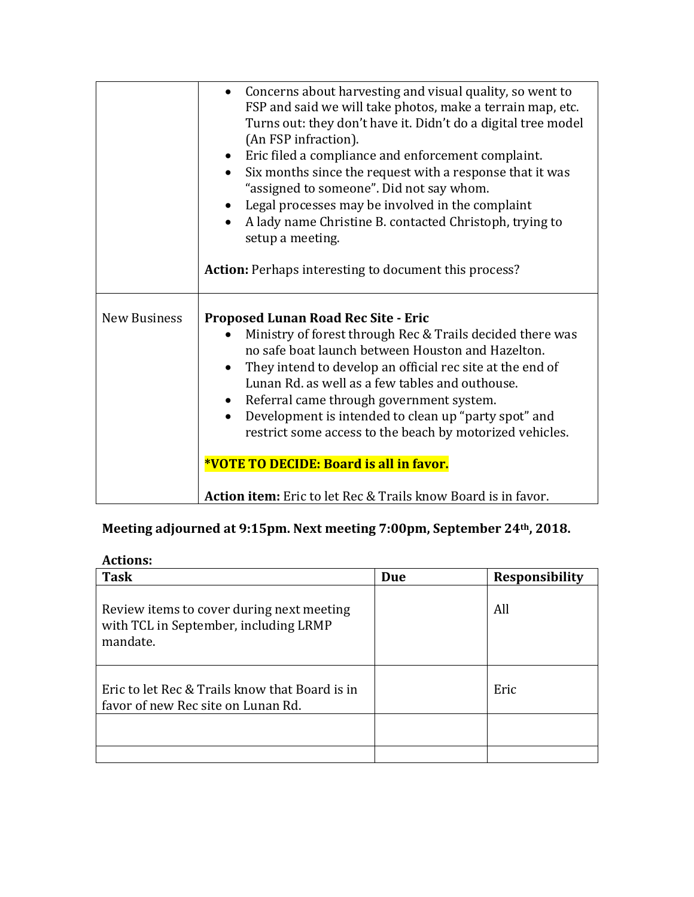| | |
|---|---|
| | • Concerns about harvesting and visual quality, so went to FSP and said we will take photos, make a terrain map, etc. Turns out: they don't have it. Didn't do a digital tree model (An FSP infraction).<br>• Eric filed a compliance and enforcement complaint.<br>• Six months since the request with a response that it was "assigned to someone". Did not say whom.<br>• Legal processes may be involved in the complaint<br>• A lady name Christine B. contacted Christoph, trying to setup a meeting.<br><br>**Action:** Perhaps interesting to document this process? |
| New Business | **Proposed Lunan Road Rec Site - Eric**<br>• Ministry of forest through Rec & Trails decided there was no safe boat launch between Houston and Hazelton.<br>• They intend to develop an official rec site at the end of Lunan Rd. as well as a few tables and outhouse.<br>• Referral came through government system.<br>• Development is intended to clean up "party spot" and restrict some access to the beach by motorized vehicles.<br><br>**\*VOTE TO DECIDE: Board is all in favor.**<br><br>**Action item:** Eric to let Rec & Trails know Board is in favor. |

**Meeting adjourned at 9:15pm. Next meeting 7:00pm, September 24th, 2018.**

**Actions:**

| Task | Due | Responsibility |
|---|---|---|
| Review items to cover during next meeting with TCL in September, including LRMP mandate. | | All |
| Eric to let Rec & Trails know that Board is in favor of new Rec site on Lunan Rd. | | Eric |
| | | |
| | | |